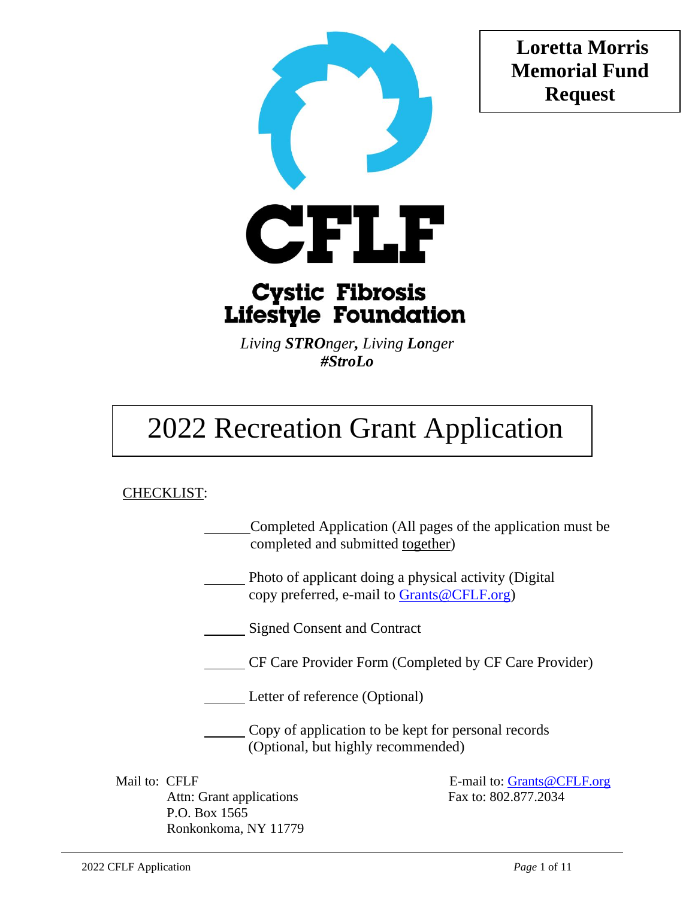**Loretta Morris Memorial Fund Request**

**CFLF**

**Cystic Fibrosis Lifestyle Foundation**

*Living **STRO**nger, Living **Lo**nger*
***#StroLo***

# 2022 Recreation Grant Application

CHECKLIST:

- ______ Completed Application (All pages of the application must be completed and submitted together)
- ______ Photo of applicant doing a physical activity (Digital copy preferred, e-mail to Grants@CFLF.org)
- ______ Signed Consent and Contract
- ______ CF Care Provider Form (Completed by CF Care Provider)
- ______ Letter of reference (Optional)
- ______ Copy of application to be kept for personal records (Optional, but highly recommended)

Mail to: CFLF
Attn: Grant applications
P.O. Box 1565
Ronkonkoma, NY 11779

E-mail to: Grants@CFLF.org
Fax to: 802.877.2034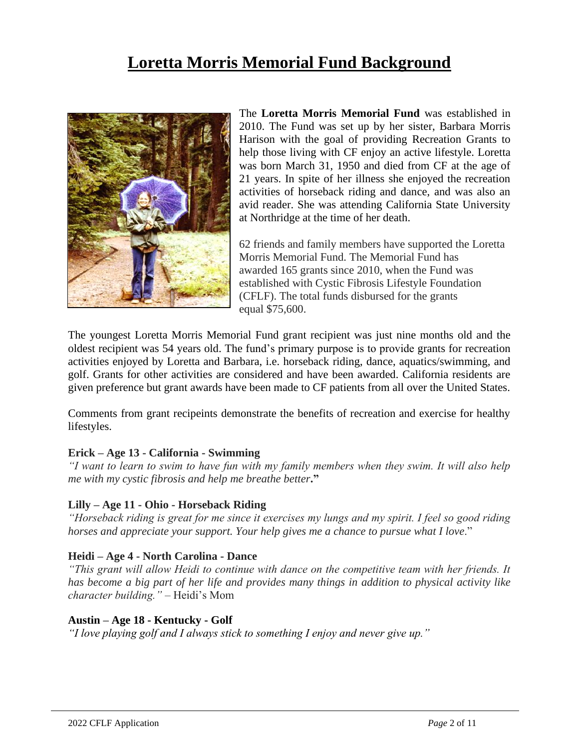# Loretta Morris Memorial Fund Background

The **Loretta Morris Memorial Fund** was established in 2010. The Fund was set up by her sister, Barbara Morris Harison with the goal of providing Recreation Grants to help those living with CF enjoy an active lifestyle. Loretta was born March 31, 1950 and died from CF at the age of 21 years. In spite of her illness she enjoyed the recreation activities of horseback riding and dance, and was also an avid reader. She was attending California State University at Northridge at the time of her death.

62 friends and family members have supported the Loretta Morris Memorial Fund. The Memorial Fund has awarded 165 grants since 2010, when the Fund was established with Cystic Fibrosis Lifestyle Foundation (CFLF). The total funds disbursed for the grants equal $75,600.

The youngest Loretta Morris Memorial Fund grant recipient was just nine months old and the oldest recipient was 54 years old. The fund's primary purpose is to provide grants for recreation activities enjoyed by Loretta and Barbara, i.e. horseback riding, dance, aquatics/swimming, and golf. Grants for other activities are considered and have been awarded. California residents are given preference but grant awards have been made to CF patients from all over the United States.

Comments from grant recipeints demonstrate the benefits of recreation and exercise for healthy lifestyles.

**Erick – Age 13 - California - Swimming**

*"I want to learn to swim to have fun with my family members when they swim. It will also help me with my cystic fibrosis and help me breathe better.***"**

**Lilly – Age 11 - Ohio - Horseback Riding**

*"Horseback riding is great for me since it exercises my lungs and my spirit. I feel so good riding horses and appreciate your support. Your help gives me a chance to pursue what I love*."

**Heidi – Age 4 - North Carolina - Dance**

*"This grant will allow Heidi to continue with dance on the competitive team with her friends. It has become a big part of her life and provides many things in addition to physical activity like character building."* – Heidi's Mom

**Austin – Age 18 - Kentucky - Golf**

*"I love playing golf and I always stick to something I enjoy and never give up."*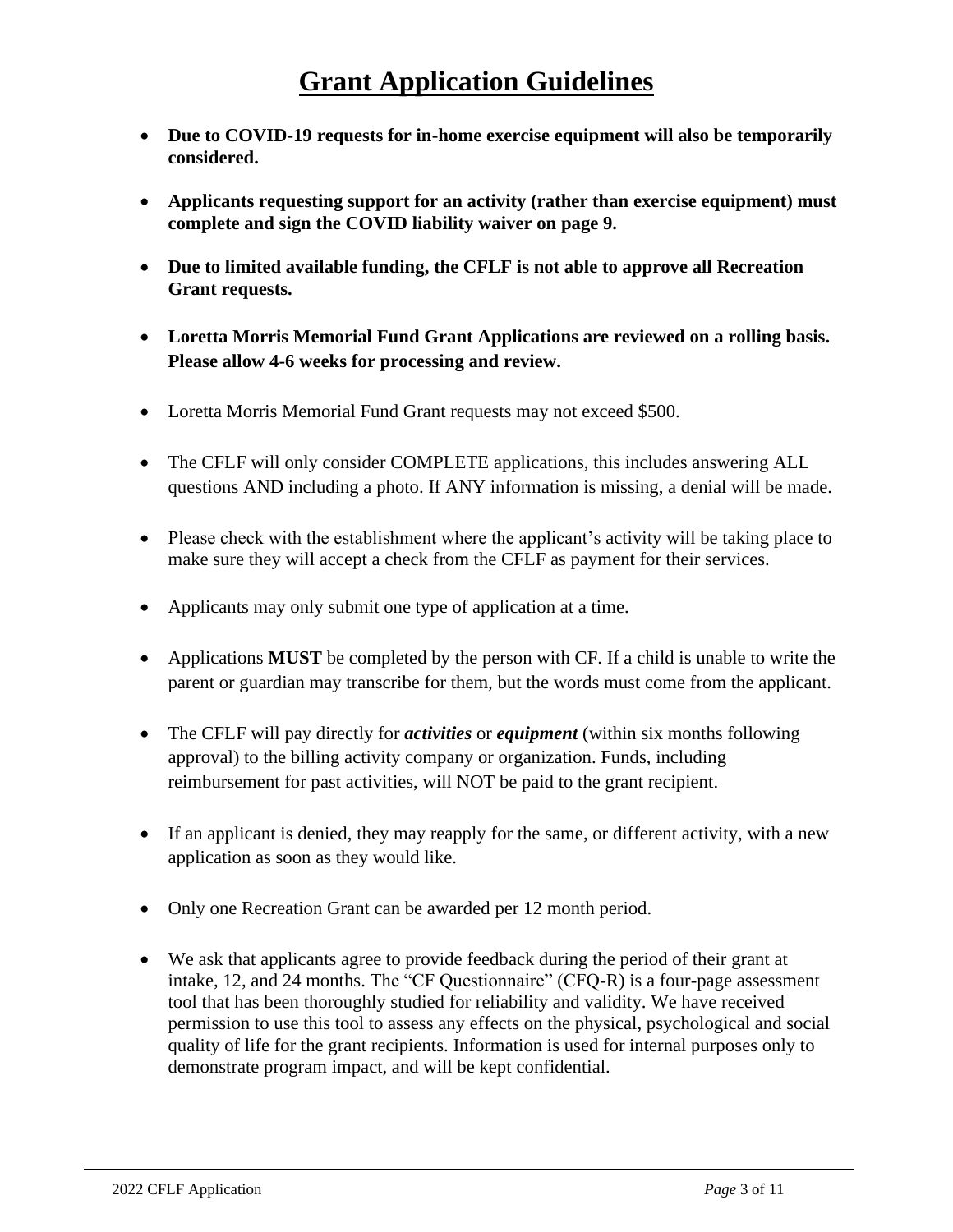# Grant Application Guidelines

- **Due to COVID-19 requests for in-home exercise equipment will also be temporarily considered.**
- **Applicants requesting support for an activity (rather than exercise equipment) must complete and sign the COVID liability waiver on page 9.**
- **Due to limited available funding, the CFLF is not able to approve all Recreation Grant requests.**
- **Loretta Morris Memorial Fund Grant Applications are reviewed on a rolling basis. Please allow 4-6 weeks for processing and review.**
- Loretta Morris Memorial Fund Grant requests may not exceed $500.
- The CFLF will only consider COMPLETE applications, this includes answering ALL questions AND including a photo. If ANY information is missing, a denial will be made.
- Please check with the establishment where the applicant's activity will be taking place to make sure they will accept a check from the CFLF as payment for their services.
- Applicants may only submit one type of application at a time.
- Applications **MUST** be completed by the person with CF. If a child is unable to write the parent or guardian may transcribe for them, but the words must come from the applicant.
- The CFLF will pay directly for ***activities*** or ***equipment*** (within six months following approval) to the billing activity company or organization. Funds, including reimbursement for past activities, will NOT be paid to the grant recipient.
- If an applicant is denied, they may reapply for the same, or different activity, with a new application as soon as they would like.
- Only one Recreation Grant can be awarded per 12 month period.
- We ask that applicants agree to provide feedback during the period of their grant at intake, 12, and 24 months. The "CF Questionnaire" (CFQ-R) is a four-page assessment tool that has been thoroughly studied for reliability and validity. We have received permission to use this tool to assess any effects on the physical, psychological and social quality of life for the grant recipients. Information is used for internal purposes only to demonstrate program impact, and will be kept confidential.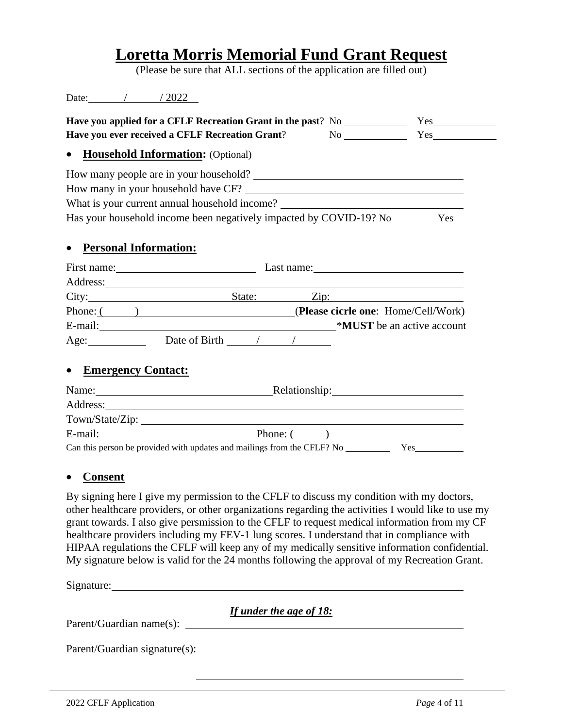# Loretta Morris Memorial Fund Grant Request

(Please be sure that ALL sections of the application are filled out)

Date: \_\_\_\_\_ / \_\_\_\_\_ / 2022

**Have you applied for a CFLF Recreation Grant in the past**? No \_\_\_\_\_\_\_\_\_\_ Yes \_\_\_\_\_\_\_\_\_\_

**Have you ever received a CFLF Recreation Grant**? No \_\_\_\_\_\_\_\_\_\_ Yes \_\_\_\_\_\_\_\_\_\_

- **Household Information:** (Optional)

How many people are in your household? \_\_\_\_\_\_\_\_\_\_\_\_\_\_\_\_\_\_\_\_\_\_\_\_\_\_\_\_\_\_

How many in your household have CF? \_\_\_\_\_\_\_\_\_\_\_\_\_\_\_\_\_\_\_\_\_\_\_\_\_\_\_\_\_\_

What is your current annual household income? \_\_\_\_\_\_\_\_\_\_\_\_\_\_\_\_\_\_\_\_\_\_\_\_\_\_\_\_\_\_

Has your household income been negatively impacted by COVID-19? No \_\_\_\_\_\_\_ Yes \_\_\_\_\_\_\_

- **Personal Information:**

First name: \_\_\_\_\_\_\_\_\_\_\_\_\_\_\_\_\_\_\_\_ Last name: \_\_\_\_\_\_\_\_\_\_\_\_\_\_\_\_\_\_\_\_

Address: \_\_\_\_\_\_\_\_\_\_\_\_\_\_\_\_\_\_\_\_\_\_\_\_\_\_\_\_\_\_\_\_\_\_\_\_\_\_\_\_

City: \_\_\_\_\_\_\_\_\_\_\_\_\_\_\_\_\_\_\_\_ State: \_\_\_\_\_\_\_\_ Zip: \_\_\_\_\_\_\_\_\_\_\_\_\_\_\_\_\_\_\_\_

Phone: ( \_\_\_\_ ) \_\_\_\_\_\_\_\_\_\_\_\_\_\_\_\_\_\_\_\_ (**Please cicrle one**: Home/Cell/Work)

E-mail: \_\_\_\_\_\_\_\_\_\_\_\_\_\_\_\_\_\_\_\_\_\_\_\_\_\_\_\_\_\_ *__MUST__ be an active account

Age: \_\_\_\_\_\_\_\_ Date of Birth \_\_\_\_\_ / \_\_\_\_\_ / \_\_\_\_\_

- **Emergency Contact:**

Name: \_\_\_\_\_\_\_\_\_\_\_\_\_\_\_\_\_\_\_\_\_\_\_\_ Relationship: \_\_\_\_\_\_\_\_\_\_\_\_\_\_\_\_\_\_\_\_

Address: \_\_\_\_\_\_\_\_\_\_\_\_\_\_\_\_\_\_\_\_\_\_\_\_\_\_\_\_\_\_\_\_\_\_\_\_\_\_\_\_

Town/State/Zip: \_\_\_\_\_\_\_\_\_\_\_\_\_\_\_\_\_\_\_\_\_\_\_\_\_\_\_\_\_\_\_\_\_\_\_\_\_\_\_\_

E-mail: \_\_\_\_\_\_\_\_\_\_\_\_\_\_\_\_\_\_\_\_\_\_\_\_ Phone: ( \_\_\_\_ ) \_\_\_\_\_\_\_\_\_\_\_\_\_\_\_\_\_\_\_\_

Can this person be provided with updates and mailings from the CFLF? No \_\_\_\_\_\_\_\_ Yes \_\_\_\_\_\_\_\_

- **Consent**

By signing here I give my permission to the CFLF to discuss my condition with my doctors, other healthcare providers, or other organizations regarding the activities I would like to use my grant towards. I also give persmission to the CFLF to request medical information from my CF healthcare providers including my FEV-1 lung scores. I understand that in compliance with HIPAA regulations the CFLF will keep any of my medically sensitive information confidential. My signature below is valid for the 24 months following the approval of my Recreation Grant.

Signature: \_\_\_\_\_\_\_\_\_\_\_\_\_\_\_\_\_\_\_\_\_\_\_\_\_\_\_\_\_\_\_\_\_\_\_\_\_\_\_\_

***If under the age of 18:***

Parent/Guardian name(s): \_\_\_\_\_\_\_\_\_\_\_\_\_\_\_\_\_\_\_\_\_\_\_\_\_\_\_\_\_\_\_\_\_\_\_\_\_\_\_\_

Parent/Guardian signature(s): \_\_\_\_\_\_\_\_\_\_\_\_\_\_\_\_\_\_\_\_\_\_\_\_\_\_\_\_\_\_\_\_\_\_\_\_\_\_\_\_

\_\_\_\_\_\_\_\_\_\_\_\_\_\_\_\_\_\_\_\_\_\_\_\_\_\_\_\_\_\_\_\_\_\_\_\_\_\_\_\_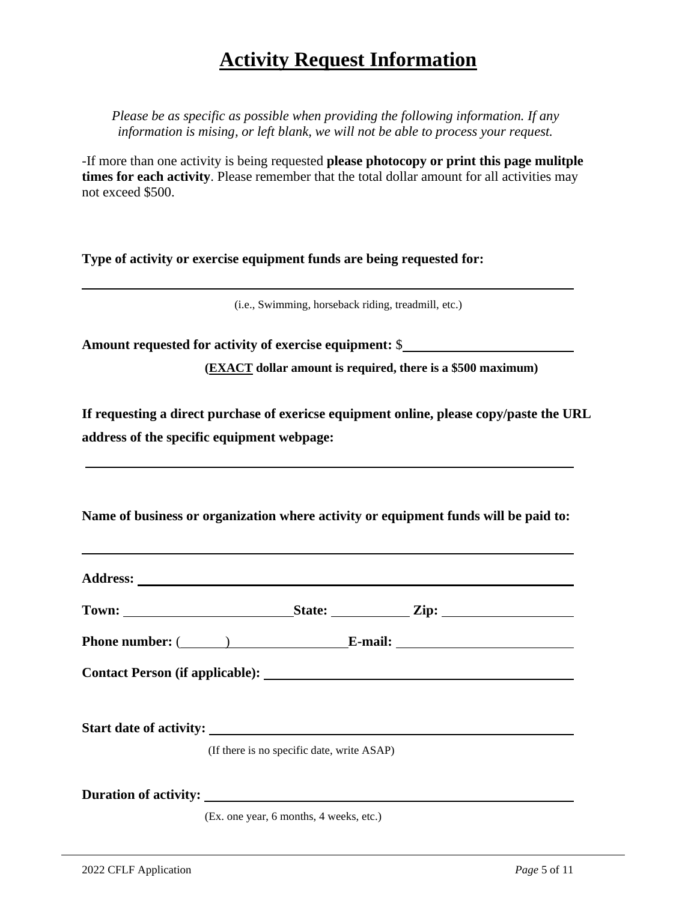# Activity Request Information

*Please be as specific as possible when providing the following information. If any information is mising, or left blank, we will not be able to process your request.*

-If more than one activity is being requested **please photocopy or print this page mulitple times for each activity**. Please remember that the total dollar amount for all activities may not exceed $500.

**Type of activity or exercise equipment funds are being requested for:**

______________________________________________________________

(i.e., Swimming, horseback riding, treadmill, etc.)

**Amount requested for activity of exercise equipment:** $____________________

**(EXACT dollar amount is required, there is a $500 maximum)**

**If requesting a direct purchase of exericse equipment online, please copy/paste the URL address of the specific equipment webpage:**

______________________________________________________________

**Name of business or organization where activity or equipment funds will be paid to:**

______________________________________________________________

**Address:** ______________________________________________________

**Town:** ____________________ **State:** __________ **Zip:** ______________

**Phone number:** (______) ______________ **E-mail:** ____________________

**Contact Person (if applicable):** ____________________________________

**Start date of activity:** __________________________________________

(If there is no specific date, write ASAP)

**Duration of activity:** ___________________________________________

(Ex. one year, 6 months, 4 weeks, etc.)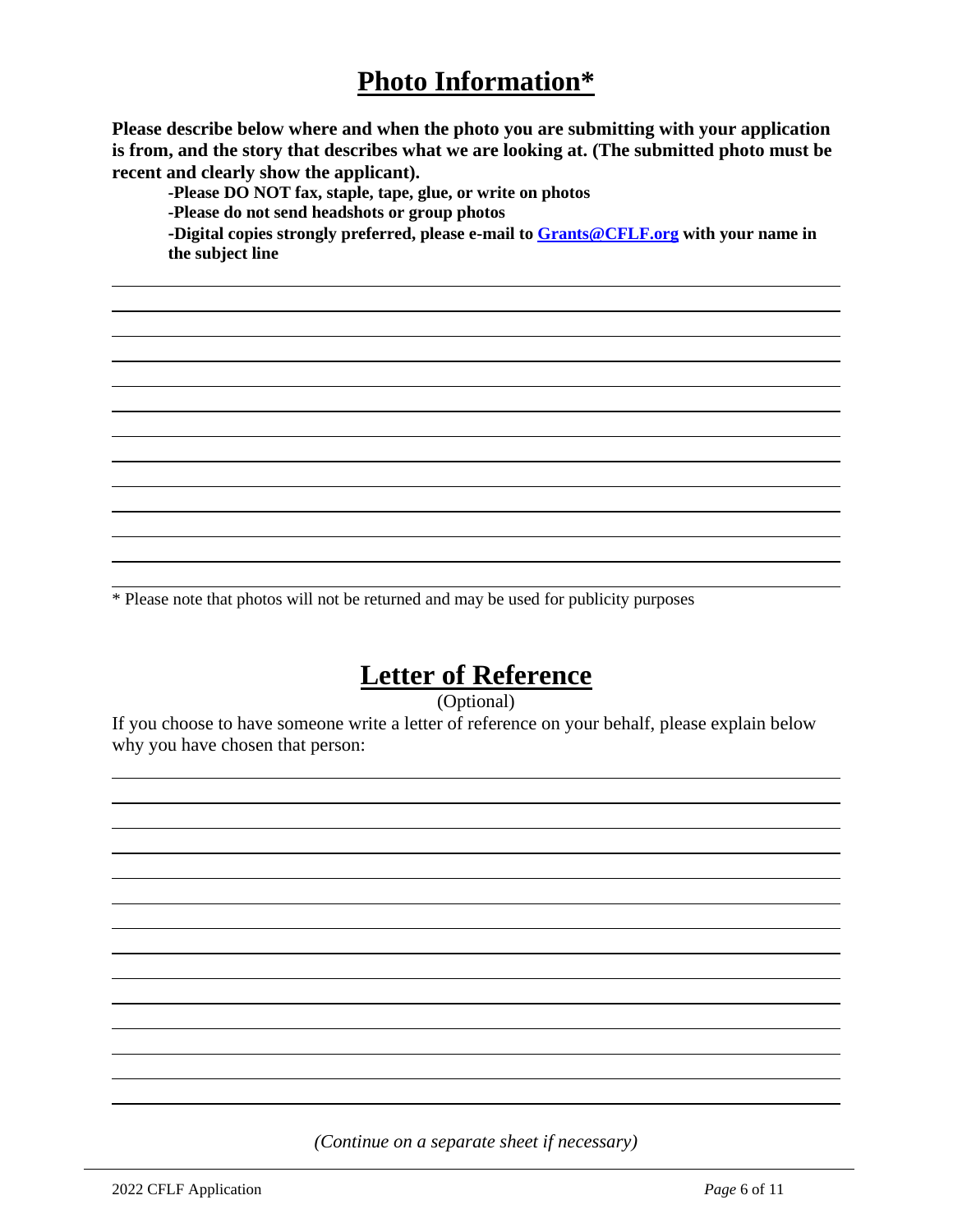# Photo Information*

**Please describe below where and when the photo you are submitting with your application is from, and the story that describes what we are looking at. (The submitted photo must be recent and clearly show the applicant).**

**-Please DO NOT fax, staple, tape, glue, or write on photos**
**-Please do not send headshots or group photos**
**-Digital copies strongly preferred, please e-mail to [Grants@CFLF.org](mailto:Grants@CFLF.org) with your name in the subject line**

\* Please note that photos will not be returned and may be used for publicity purposes

# Letter of Reference

(Optional)

If you choose to have someone write a letter of reference on your behalf, please explain below why you have chosen that person:

*(Continue on a separate sheet if necessary)*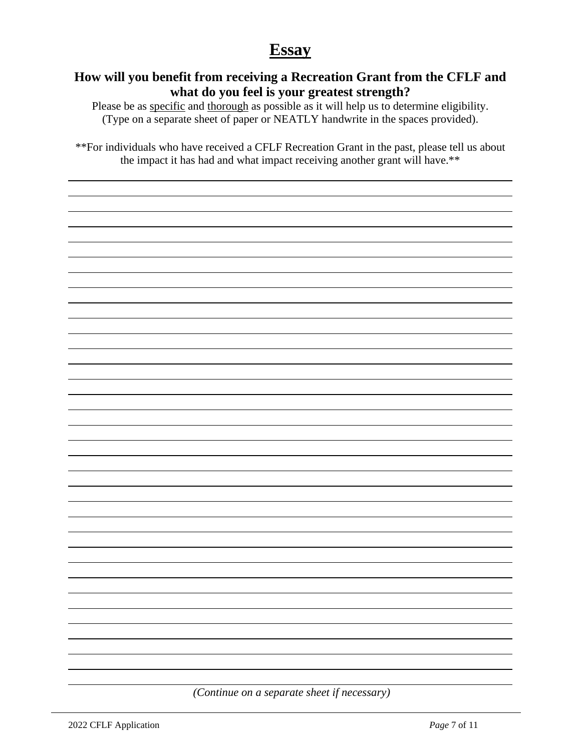# Essay

### How will you benefit from receiving a Recreation Grant from the CFLF and what do you feel is your greatest strength?

Please be as specific and thorough as possible as it will help us to determine eligibility. (Type on a separate sheet of paper or NEATLY handwrite in the spaces provided).

**For individuals who have received a CFLF Recreation Grant in the past, please tell us about the impact it has had and what impact receiving another grant will have.**

*(Continue on a separate sheet if necessary)*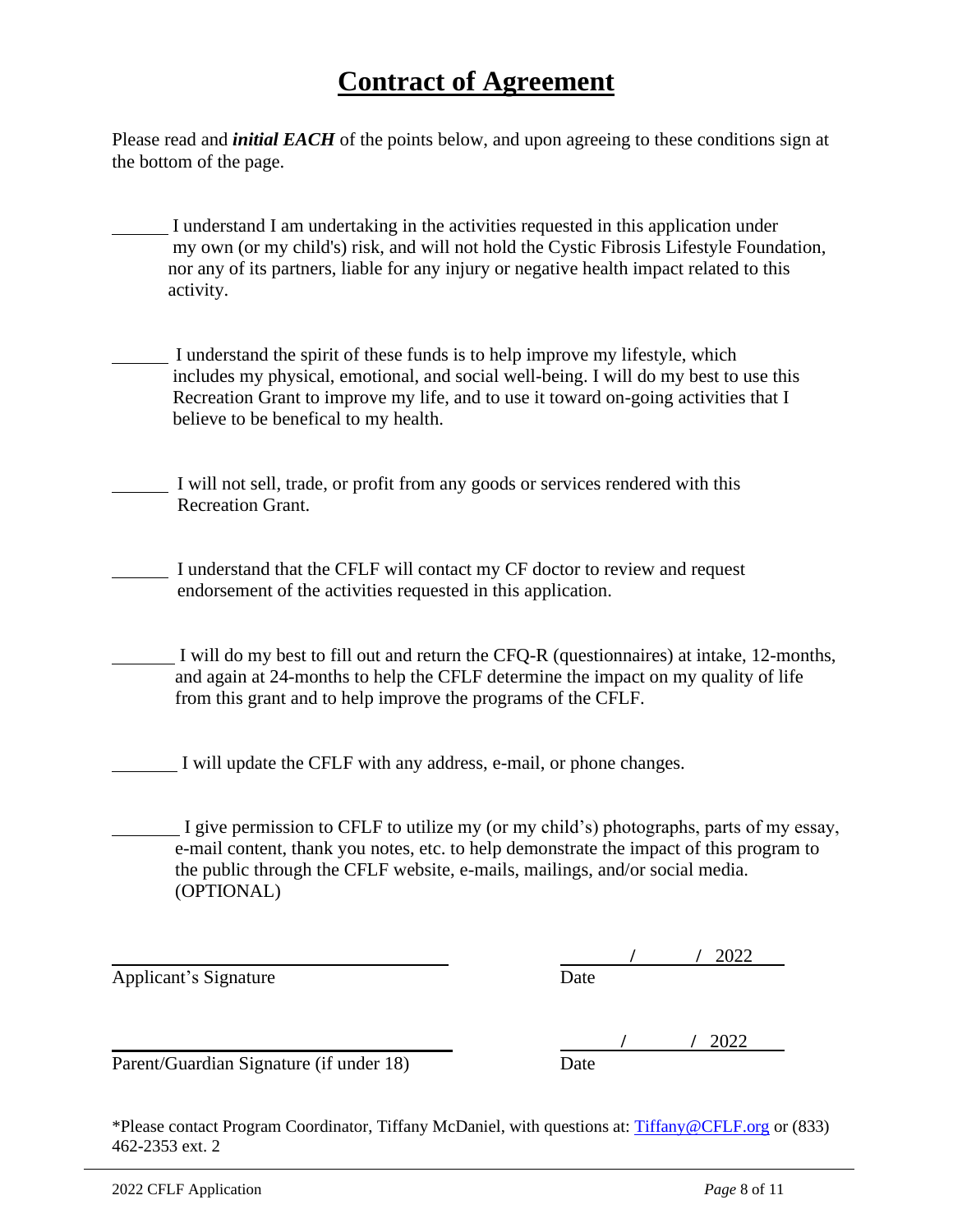# Contract of Agreement

Please read and ***initial EACH*** of the points below, and upon agreeing to these conditions sign at the bottom of the page.

______ I understand I am undertaking in the activities requested in this application under my own (or my child's) risk, and will not hold the Cystic Fibrosis Lifestyle Foundation, nor any of its partners, liable for any injury or negative health impact related to this activity.

______ I understand the spirit of these funds is to help improve my lifestyle, which includes my physical, emotional, and social well-being. I will do my best to use this Recreation Grant to improve my life, and to use it toward on-going activities that I believe to be benefical to my health.

______ I will not sell, trade, or profit from any goods or services rendered with this Recreation Grant.

______ I understand that the CFLF will contact my CF doctor to review and request endorsement of the activities requested in this application.

______ I will do my best to fill out and return the CFQ-R (questionnaires) at intake, 12-months, and again at 24-months to help the CFLF determine the impact on my quality of life from this grant and to help improve the programs of the CFLF.

______ I will update the CFLF with any address, e-mail, or phone changes.

______ I give permission to CFLF to utilize my (or my child's) photographs, parts of my essay, e-mail content, thank you notes, etc. to help demonstrate the impact of this program to the public through the CFLF website, e-mails, mailings, and/or social media. (OPTIONAL)

______________________________ &nbsp;&nbsp;&nbsp;&nbsp; ______/______/ 2022

Applicant's Signature &nbsp;&nbsp;&nbsp;&nbsp; Date

______________________________ &nbsp;&nbsp;&nbsp;&nbsp; ______/______/ 2022

Parent/Guardian Signature (if under 18) &nbsp;&nbsp;&nbsp;&nbsp; Date

*Please contact Program Coordinator, Tiffany McDaniel, with questions at: Tiffany@CFLF.org or (833) 462-2353 ext. 2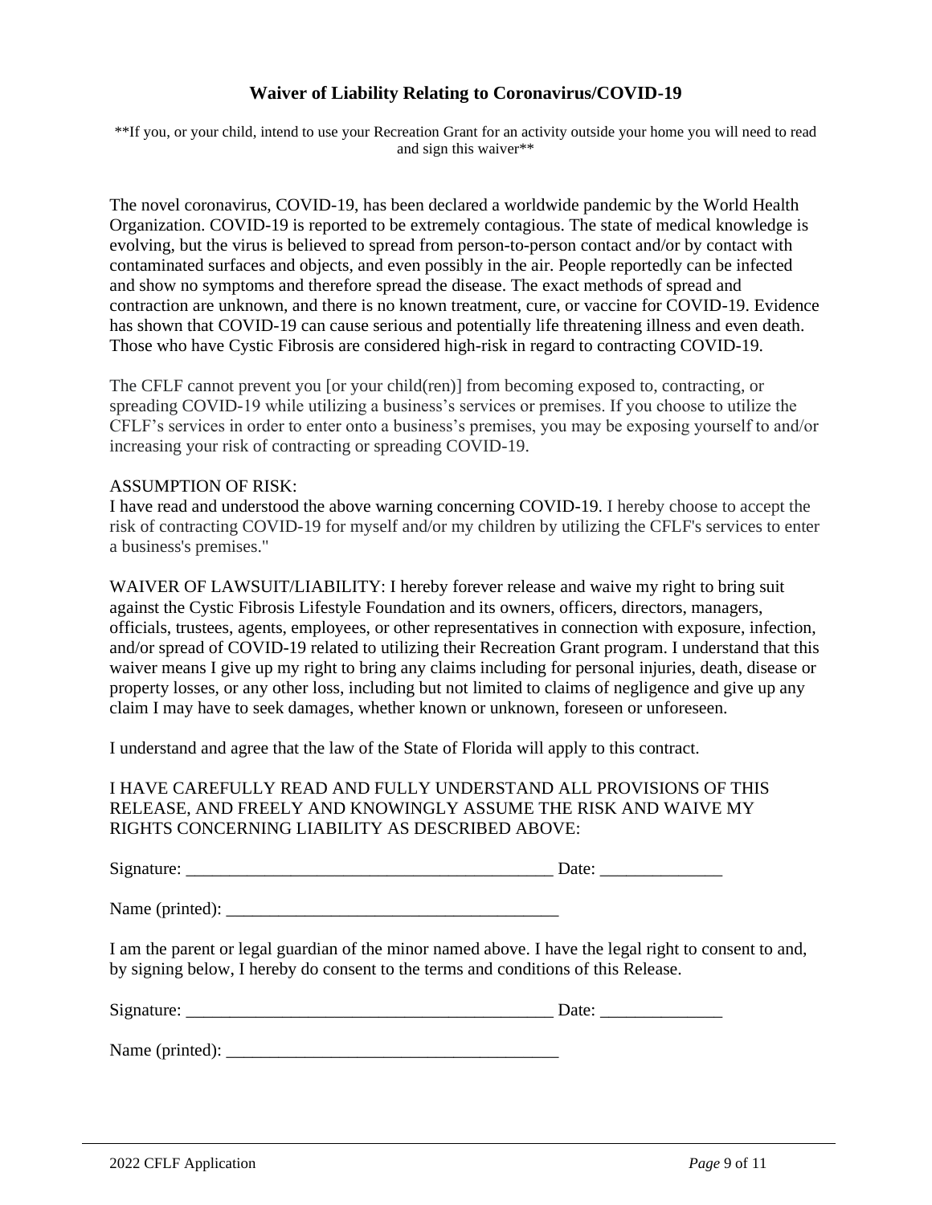## Waiver of Liability Relating to Coronavirus/COVID-19

\*\*If you, or your child, intend to use your Recreation Grant for an activity outside your home you will need to read and sign this waiver\*\*

The novel coronavirus, COVID-19, has been declared a worldwide pandemic by the World Health Organization. COVID-19 is reported to be extremely contagious. The state of medical knowledge is evolving, but the virus is believed to spread from person-to-person contact and/or by contact with contaminated surfaces and objects, and even possibly in the air. People reportedly can be infected and show no symptoms and therefore spread the disease. The exact methods of spread and contraction are unknown, and there is no known treatment, cure, or vaccine for COVID-19. Evidence has shown that COVID-19 can cause serious and potentially life threatening illness and even death. Those who have Cystic Fibrosis are considered high-risk in regard to contracting COVID-19.

The CFLF cannot prevent you [or your child(ren)] from becoming exposed to, contracting, or spreading COVID-19 while utilizing a business's services or premises. If you choose to utilize the CFLF's services in order to enter onto a business's premises, you may be exposing yourself to and/or increasing your risk of contracting or spreading COVID-19.

ASSUMPTION OF RISK:
I have read and understood the above warning concerning COVID-19. I hereby choose to accept the risk of contracting COVID-19 for myself and/or my children by utilizing the CFLF's services to enter a business's premises."

WAIVER OF LAWSUIT/LIABILITY: I hereby forever release and waive my right to bring suit against the Cystic Fibrosis Lifestyle Foundation and its owners, officers, directors, managers, officials, trustees, agents, employees, or other representatives in connection with exposure, infection, and/or spread of COVID-19 related to utilizing their Recreation Grant program. I understand that this waiver means I give up my right to bring any claims including for personal injuries, death, disease or property losses, or any other loss, including but not limited to claims of negligence and give up any claim I may have to seek damages, whether known or unknown, foreseen or unforeseen.

I understand and agree that the law of the State of Florida will apply to this contract.

I HAVE CAREFULLY READ AND FULLY UNDERSTAND ALL PROVISIONS OF THIS RELEASE, AND FREELY AND KNOWINGLY ASSUME THE RISK AND WAIVE MY RIGHTS CONCERNING LIABILITY AS DESCRIBED ABOVE:

Signature: ___________________________________________ Date: ______________

Name (printed): _______________________________________

I am the parent or legal guardian of the minor named above. I have the legal right to consent to and, by signing below, I hereby do consent to the terms and conditions of this Release.

Signature: ___________________________________________ Date: ______________

Name (printed): _______________________________________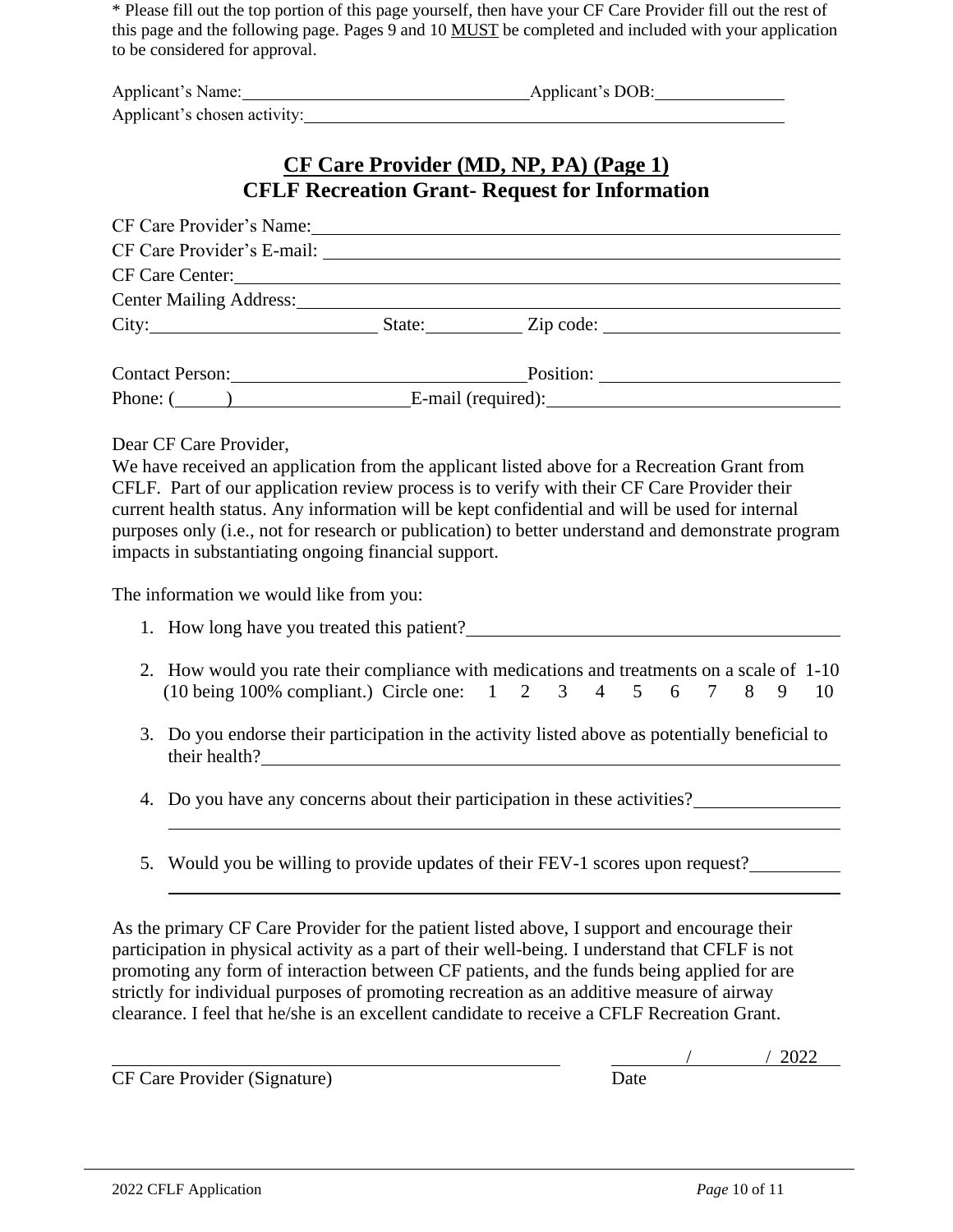* Please fill out the top portion of this page yourself, then have your CF Care Provider fill out the rest of this page and the following page. Pages 9 and 10 MUST be completed and included with your application to be considered for approval.

Applicant's Name: ______________________________ Applicant's DOB: ______________

Applicant's chosen activity: ______________________________________________________

## CF Care Provider (MD, NP, PA) (Page 1)
## CFLF Recreation Grant- Request for Information

CF Care Provider's Name: ______________________________________________________

CF Care Provider's E-mail: ______________________________________________________

CF Care Center: ______________________________________________________

Center Mailing Address: ______________________________________________________

City: ______________________ State: __________ Zip code: ______________________

Contact Person: ____________________________ Position: ______________________

Phone: (_____) __________________ E-mail (required): ____________________________

Dear CF Care Provider,

We have received an application from the applicant listed above for a Recreation Grant from CFLF. Part of our application review process is to verify with their CF Care Provider their current health status. Any information will be kept confidential and will be used for internal purposes only (i.e., not for research or publication) to better understand and demonstrate program impacts in substantiating ongoing financial support.

The information we would like from you:

1. How long have you treated this patient? ______________________________________
2. How would you rate their compliance with medications and treatments on a scale of 1-10 (10 being 100% compliant.) Circle one: 1 2 3 4 5 6 7 8 9 10
3. Do you endorse their participation in the activity listed above as potentially beneficial to their health? ______________________________________
4. Do you have any concerns about their participation in these activities? ______________
   ______________________________________________________________________
5. Would you be willing to provide updates of their FEV-1 scores upon request? _________
   ______________________________________________________________________

As the primary CF Care Provider for the patient listed above, I support and encourage their participation in physical activity as a part of their well-being. I understand that CFLF is not promoting any form of interaction between CF patients, and the funds being applied for are strictly for individual purposes of promoting recreation as an additive measure of airway clearance. I feel that he/she is an excellent candidate to receive a CFLF Recreation Grant.

______________________________________ ______ / ______ / 2022

CF Care Provider (Signature) Date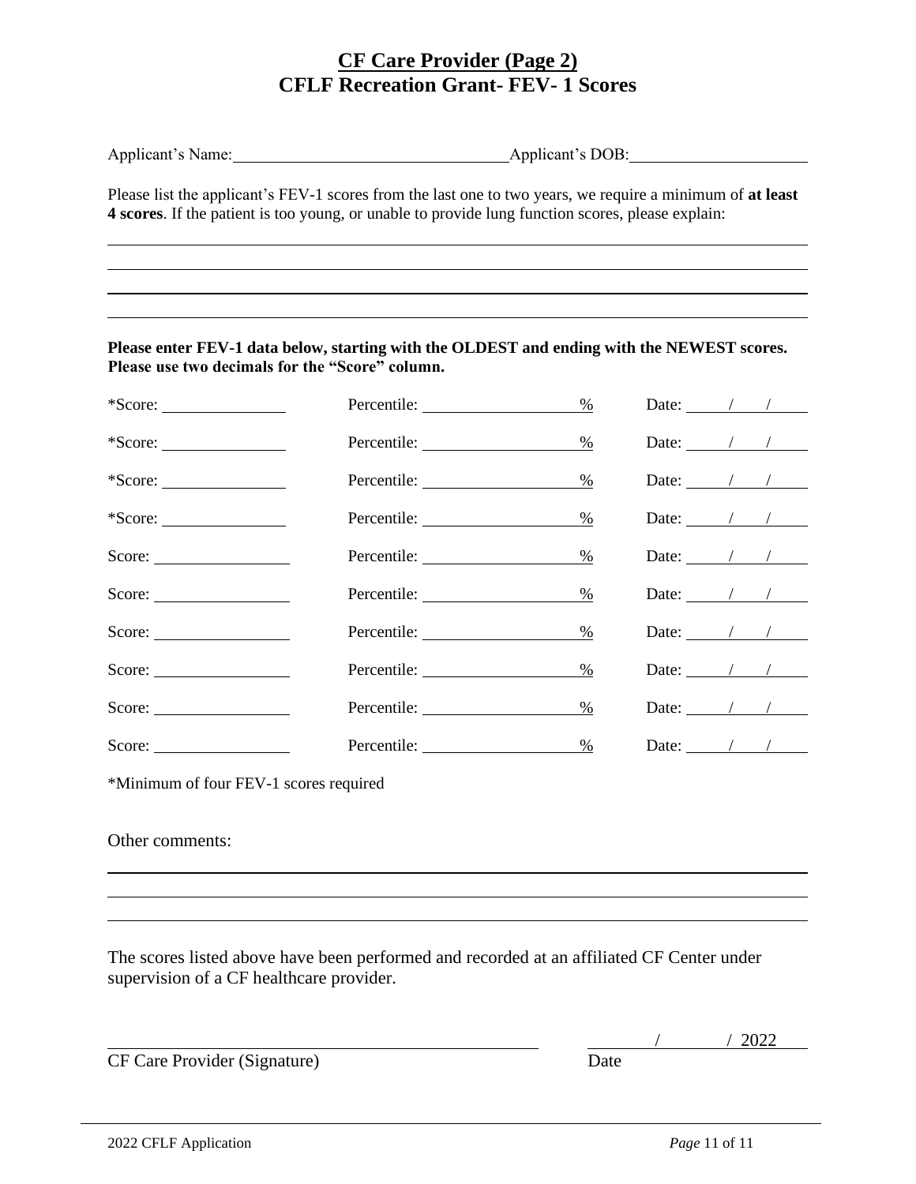# CF Care Provider (Page 2)
# CFLF Recreation Grant- FEV- 1 Scores

Applicant's Name:\_\_\_\_\_\_\_\_\_\_\_\_\_\_\_\_\_\_\_\_\_\_\_\_\_\_\_\_\_\_ Applicant's DOB:\_\_\_\_\_\_\_\_\_\_\_\_\_\_\_\_\_\_\_\_

Please list the applicant's FEV-1 scores from the last one to two years, we require a minimum of **at least 4 scores**. If the patient is too young, or unable to provide lung function scores, please explain:

\_\_\_\_\_\_\_\_\_\_\_\_\_\_\_\_\_\_\_\_\_\_\_\_\_\_\_\_\_\_\_\_\_\_\_\_\_\_\_\_\_\_\_\_\_\_\_\_\_\_\_\_\_\_\_\_\_\_\_\_\_\_\_\_\_\_\_\_\_\_

\_\_\_\_\_\_\_\_\_\_\_\_\_\_\_\_\_\_\_\_\_\_\_\_\_\_\_\_\_\_\_\_\_\_\_\_\_\_\_\_\_\_\_\_\_\_\_\_\_\_\_\_\_\_\_\_\_\_\_\_\_\_\_\_\_\_\_\_\_\_

\_\_\_\_\_\_\_\_\_\_\_\_\_\_\_\_\_\_\_\_\_\_\_\_\_\_\_\_\_\_\_\_\_\_\_\_\_\_\_\_\_\_\_\_\_\_\_\_\_\_\_\_\_\_\_\_\_\_\_\_\_\_\_\_\_\_\_\_\_\_

\_\_\_\_\_\_\_\_\_\_\_\_\_\_\_\_\_\_\_\_\_\_\_\_\_\_\_\_\_\_\_\_\_\_\_\_\_\_\_\_\_\_\_\_\_\_\_\_\_\_\_\_\_\_\_\_\_\_\_\_\_\_\_\_\_\_\_\_\_\_

**Please enter FEV-1 data below, starting with the OLDEST and ending with the NEWEST scores. Please use two decimals for the "Score" column.**

| | | |
|---|---|---|
| *Score: \_\_\_\_\_\_\_\_ | Percentile: \_\_\_\_\_\_\_\_ % | Date: \_\_\_/\_\_\_/\_\_\_ |
| *Score: \_\_\_\_\_\_\_\_ | Percentile: \_\_\_\_\_\_\_\_ % | Date: \_\_\_/\_\_\_/\_\_\_ |
| *Score: \_\_\_\_\_\_\_\_ | Percentile: \_\_\_\_\_\_\_\_ % | Date: \_\_\_/\_\_\_/\_\_\_ |
| *Score: \_\_\_\_\_\_\_\_ | Percentile: \_\_\_\_\_\_\_\_ % | Date: \_\_\_/\_\_\_/\_\_\_ |
| Score: \_\_\_\_\_\_\_\_ | Percentile: \_\_\_\_\_\_\_\_ % | Date: \_\_\_/\_\_\_/\_\_\_ |
| Score: \_\_\_\_\_\_\_\_ | Percentile: \_\_\_\_\_\_\_\_ % | Date: \_\_\_/\_\_\_/\_\_\_ |
| Score: \_\_\_\_\_\_\_\_ | Percentile: \_\_\_\_\_\_\_\_ % | Date: \_\_\_/\_\_\_/\_\_\_ |
| Score: \_\_\_\_\_\_\_\_ | Percentile: \_\_\_\_\_\_\_\_ % | Date: \_\_\_/\_\_\_/\_\_\_ |
| Score: \_\_\_\_\_\_\_\_ | Percentile: \_\_\_\_\_\_\_\_ % | Date: \_\_\_/\_\_\_/\_\_\_ |
| Score: \_\_\_\_\_\_\_\_ | Percentile: \_\_\_\_\_\_\_\_ % | Date: \_\_\_/\_\_\_/\_\_\_ |

*Minimum of four FEV-1 scores required

Other comments:

\_\_\_\_\_\_\_\_\_\_\_\_\_\_\_\_\_\_\_\_\_\_\_\_\_\_\_\_\_\_\_\_\_\_\_\_\_\_\_\_\_\_\_\_\_\_\_\_\_\_\_\_\_\_\_\_\_\_\_\_\_\_\_\_\_\_\_\_\_\_

\_\_\_\_\_\_\_\_\_\_\_\_\_\_\_\_\_\_\_\_\_\_\_\_\_\_\_\_\_\_\_\_\_\_\_\_\_\_\_\_\_\_\_\_\_\_\_\_\_\_\_\_\_\_\_\_\_\_\_\_\_\_\_\_\_\_\_\_\_\_

\_\_\_\_\_\_\_\_\_\_\_\_\_\_\_\_\_\_\_\_\_\_\_\_\_\_\_\_\_\_\_\_\_\_\_\_\_\_\_\_\_\_\_\_\_\_\_\_\_\_\_\_\_\_\_\_\_\_\_\_\_\_\_\_\_\_\_\_\_\_

The scores listed above have been performed and recorded at an affiliated CF Center under supervision of a CF healthcare provider.

\_\_\_\_\_\_\_\_\_\_\_\_\_\_\_\_\_\_\_\_\_\_\_\_\_\_\_\_\_\_\_\_\_\_\_\_\_\_ \_\_\_\_\_\_/\_\_\_\_\_\_/ 2022

CF Care Provider (Signature) Date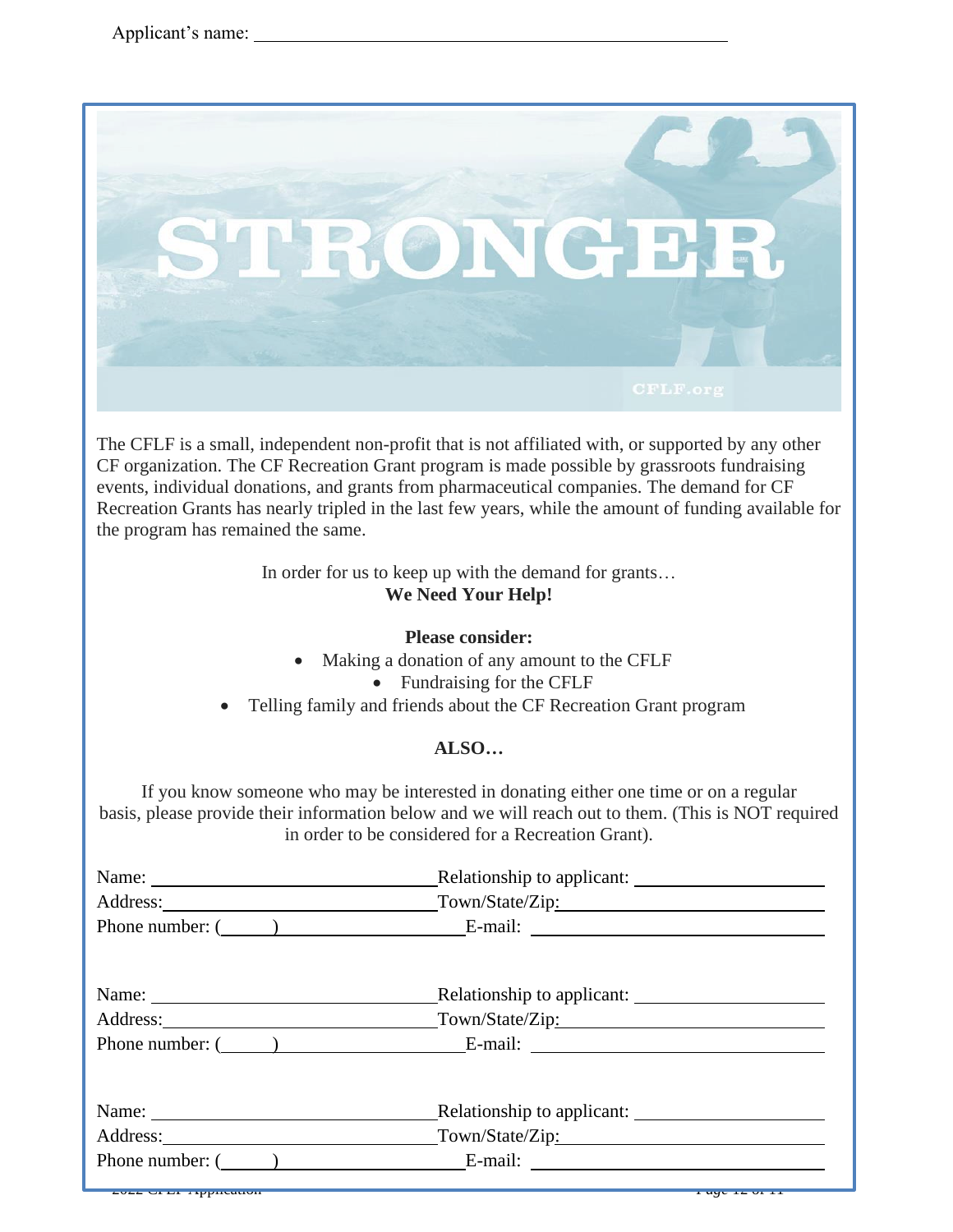Applicant's name: ______________________________________________

STRONGER

CFLF.org

The CFLF is a small, independent non-profit that is not affiliated with, or supported by any other CF organization. The CF Recreation Grant program is made possible by grassroots fundraising events, individual donations, and grants from pharmaceutical companies. The demand for CF Recreation Grants has nearly tripled in the last few years, while the amount of funding available for the program has remained the same.

In order for us to keep up with the demand for grants…
**We Need Your Help!**

**Please consider:**

- Making a donation of any amount to the CFLF
- Fundraising for the CFLF
- Telling family and friends about the CF Recreation Grant program

**ALSO…**

If you know someone who may be interested in donating either one time or on a regular basis, please provide their information below and we will reach out to them. (This is NOT required in order to be considered for a Recreation Grant).

Name: ______________________________ Relationship to applicant: ____________________
Address: ____________________________ Town/State/Zip: ___________________________
Phone number: (_____) ________________ E-mail: __________________________________

Name: ______________________________ Relationship to applicant: ____________________
Address: ____________________________ Town/State/Zip: ___________________________
Phone number: (_____) ________________ E-mail: __________________________________

Name: ______________________________ Relationship to applicant: ____________________
Address: ____________________________ Town/State/Zip: ___________________________
Phone number: (_____) ________________ E-mail: __________________________________